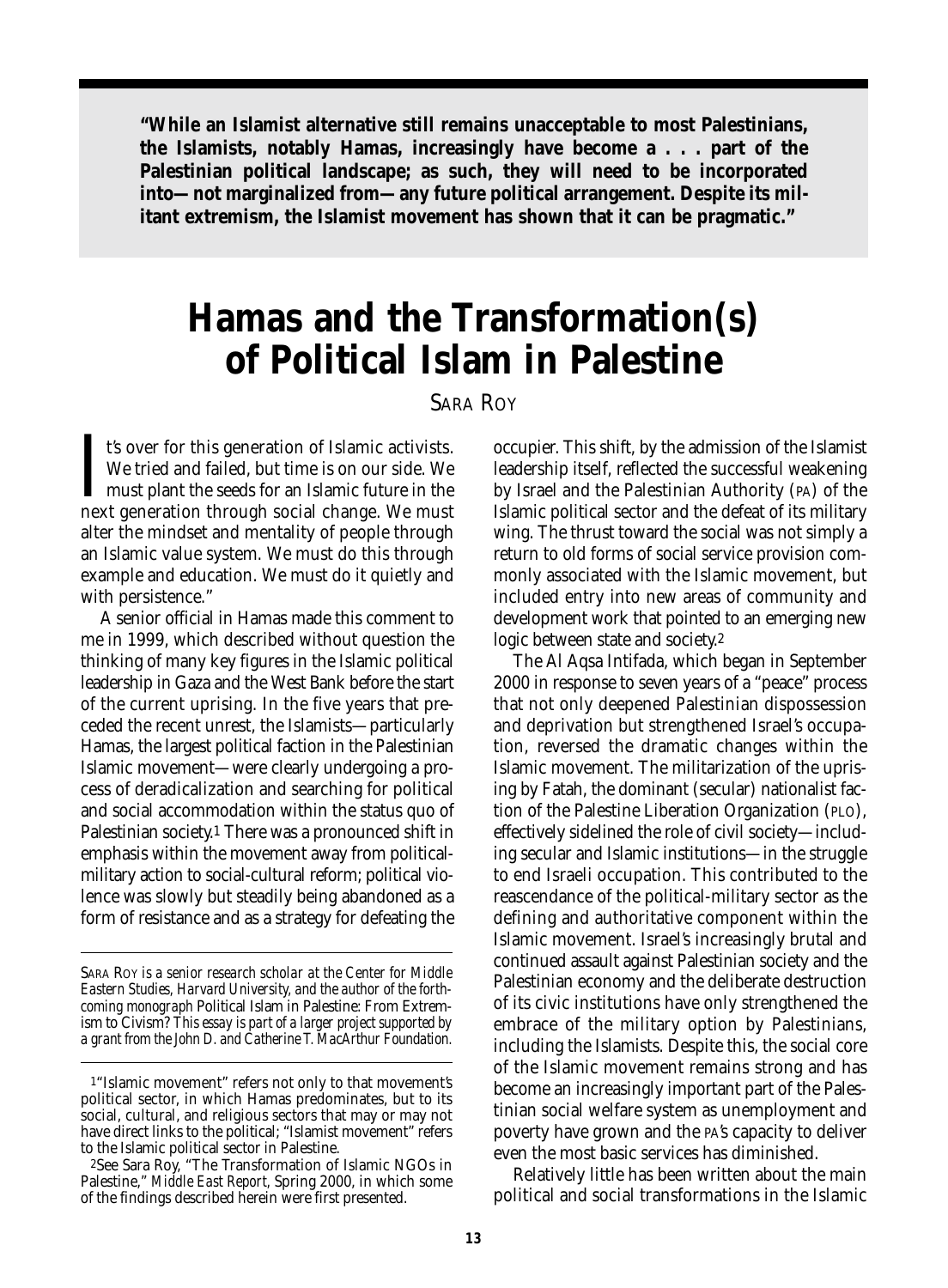**"While an Islamist alternative still remains unacceptable to most Palestinians, the Islamists, notably Hamas, increasingly have become a . . . part of the Palestinian political landscape; as such, they will need to be incorporated into—not marginalized from—any future political arrangement. Despite its militant extremism, the Islamist movement has shown that it can be pragmatic."**

# Hamas and the Transformation(s) of Political Islam in Palestine

SARA ROY

"It's over for this generation of Islamic activists. We tried and failed, but time is on our side. We must plant the seeds for an Islamic future in the next generation through social change. We must alter the mindset and mentality of people through an Islamic value system. We must do this through example and education. We must do it quietly and with persistence."

A senior official in Hamas made this comment to me in 1999, which described without question the thinking of many key figures in the Islamic political leadership in Gaza and the West Bank before the start of the current uprising. In the five years that preceded the recent unrest, the Islamists—particularly Hamas, the largest political faction in the Palestinian Islamic movement—were clearly undergoing a process of deradicalization and searching for political and social accommodation within the status quo of Palestinian society.[1] There was a pronounced shift in emphasis within the movement away from political-military action to social-cultural reform; political violence was slowly but steadily being abandoned as a form of resistance and as a strategy for defeating the occupier. This shift, by the admission of the Islamist leadership itself, reflected the successful weakening by Israel and the Palestinian Authority (PA) of the Islamic political sector and the defeat of its military wing. The thrust toward the social was not simply a return to old forms of social service provision commonly associated with the Islamic movement, but included entry into new areas of community and development work that pointed to an emerging new logic between state and society.[2]

The Al Aqsa Intifada, which began in September 2000 in response to seven years of a "peace" process that not only deepened Palestinian dispossession and deprivation but strengthened Israel's occupation, reversed the dramatic changes within the Islamic movement. The militarization of the uprising by Fatah, the dominant (secular) nationalist faction of the Palestine Liberation Organization (PLO), effectively sidelined the role of civil society—including secular and Islamic institutions—in the struggle to end Israeli occupation. This contributed to the reascendance of the political-military sector as the defining and authoritative component within the Islamic movement. Israel's increasingly brutal and continued assault against Palestinian society and the Palestinian economy and the deliberate destruction of its civic institutions have only strengthened the embrace of the military option by Palestinians, including the Islamists. Despite this, the social core of the Islamic movement remains strong and has become an increasingly important part of the Palestinian social welfare system as unemployment and poverty have grown and the PA's capacity to deliver even the most basic services has diminished.

Relatively little has been written about the main political and social transformations in the Islamic

*SARA ROY is a senior research scholar at the Center for Middle Eastern Studies, Harvard University, and the author of the forthcoming monograph* Political Islam in Palestine: From Extremism to Civism? *This essay is part of a larger project supported by a grant from the John D. and Catherine T. MacArthur Foundation.*

[1] "Islamic movement" refers not only to that movement's political sector, in which Hamas predominates, but to its social, cultural, and religious sectors that may or may not have direct links to the political; "Islamist movement" refers to the Islamic political sector in Palestine.

[2] See Sara Roy, "The Transformation of Islamic NGOs in Palestine," *Middle East Report*, Spring 2000, in which some of the findings described herein were first presented.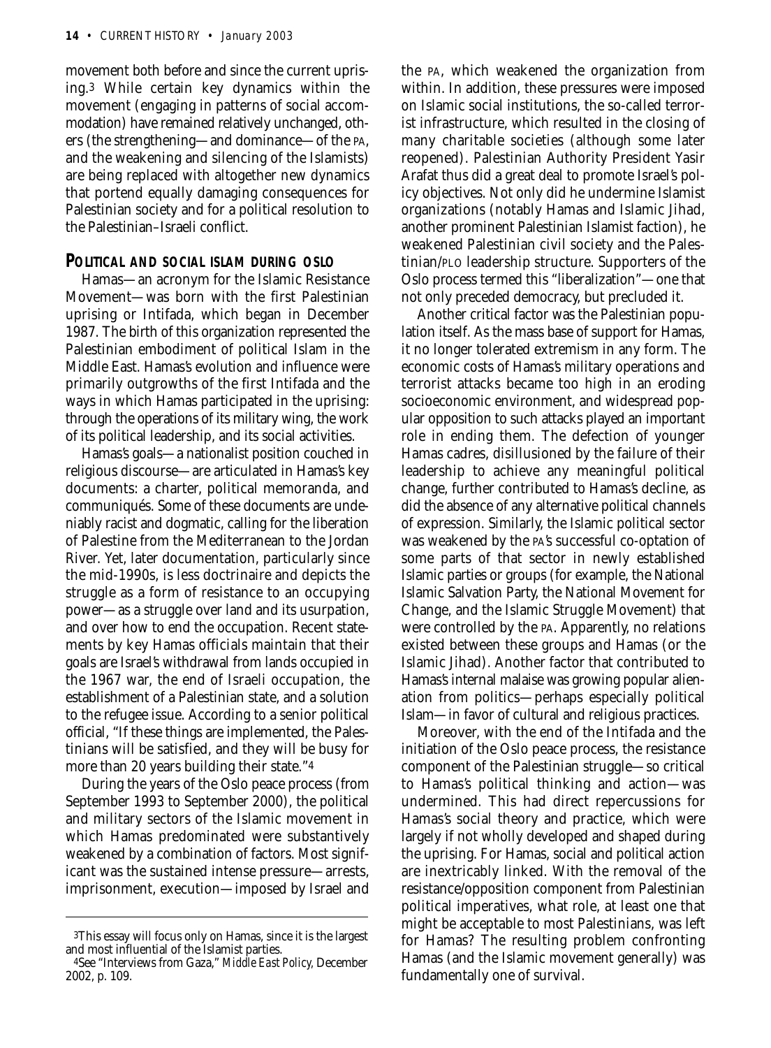movement both before and since the current uprising.[3] While certain key dynamics within the movement (engaging in patterns of social accommodation) have remained relatively unchanged, others (the strengthening—and dominance—of the PA, and the weakening and silencing of the Islamists) are being replaced with altogether new dynamics that portend equally damaging consequences for Palestinian society and for a political resolution to the Palestinian–Israeli conflict.

## POLITICAL AND SOCIAL ISLAM DURING OSLO

Hamas—an acronym for the Islamic Resistance Movement—was born with the first Palestinian uprising or Intifada, which began in December 1987. The birth of this organization represented the Palestinian embodiment of political Islam in the Middle East. Hamas's evolution and influence were primarily outgrowths of the first Intifada and the ways in which Hamas participated in the uprising: through the operations of its military wing, the work of its political leadership, and its social activities.

Hamas's goals—a nationalist position couched in religious discourse—are articulated in Hamas's key documents: a charter, political memoranda, and communiqués. Some of these documents are undeniably racist and dogmatic, calling for the liberation of Palestine from the Mediterranean to the Jordan River. Yet, later documentation, particularly since the mid-1990s, is less doctrinaire and depicts the struggle as a form of resistance to an occupying power—as a struggle over land and its usurpation, and over how to end the occupation. Recent statements by key Hamas officials maintain that their goals are Israel's withdrawal from lands occupied in the 1967 war, the end of Israeli occupation, the establishment of a Palestinian state, and a solution to the refugee issue. According to a senior political official, "If these things are implemented, the Palestinians will be satisfied, and they will be busy for more than 20 years building their state."[4]

During the years of the Oslo peace process (from September 1993 to September 2000), the political and military sectors of the Islamic movement in which Hamas predominated were substantively weakened by a combination of factors. Most significant was the sustained intense pressure—arrests, imprisonment, execution—imposed by Israel and the PA, which weakened the organization from within. In addition, these pressures were imposed on Islamic social institutions, the so-called terrorist infrastructure, which resulted in the closing of many charitable societies (although some later reopened). Palestinian Authority President Yasir Arafat thus did a great deal to promote Israel's policy objectives. Not only did he undermine Islamist organizations (notably Hamas and Islamic Jihad, another prominent Palestinian Islamist faction), he weakened Palestinian civil society and the Palestinian/PLO leadership structure. Supporters of the Oslo process termed this "liberalization"—one that not only preceded democracy, but precluded it.

Another critical factor was the Palestinian population itself. As the mass base of support for Hamas, it no longer tolerated extremism in any form. The economic costs of Hamas's military operations and terrorist attacks became too high in an eroding socioeconomic environment, and widespread popular opposition to such attacks played an important role in ending them. The defection of younger Hamas cadres, disillusioned by the failure of their leadership to achieve any meaningful political change, further contributed to Hamas's decline, as did the absence of any alternative political channels of expression. Similarly, the Islamic political sector was weakened by the PA's successful co-optation of some parts of that sector in newly established Islamic parties or groups (for example, the National Islamic Salvation Party, the National Movement for Change, and the Islamic Struggle Movement) that were controlled by the PA. Apparently, no relations existed between these groups and Hamas (or the Islamic Jihad). Another factor that contributed to Hamas's internal malaise was growing popular alienation from politics—perhaps especially political Islam—in favor of cultural and religious practices.

Moreover, with the end of the Intifada and the initiation of the Oslo peace process, the resistance component of the Palestinian struggle—so critical to Hamas's political thinking and action—was undermined. This had direct repercussions for Hamas's social theory and practice, which were largely if not wholly developed and shaped during the uprising. For Hamas, social and political action are inextricably linked. With the removal of the resistance/opposition component from Palestinian political imperatives, what role, at least one that might be acceptable to most Palestinians, was left for Hamas? The resulting problem confronting Hamas (and the Islamic movement generally) was fundamentally one of survival.

---

[3] This essay will focus only on Hamas, since it is the largest and most influential of the Islamist parties.

[4] See "Interviews from Gaza," *Middle East Policy*, December 2002, p. 109.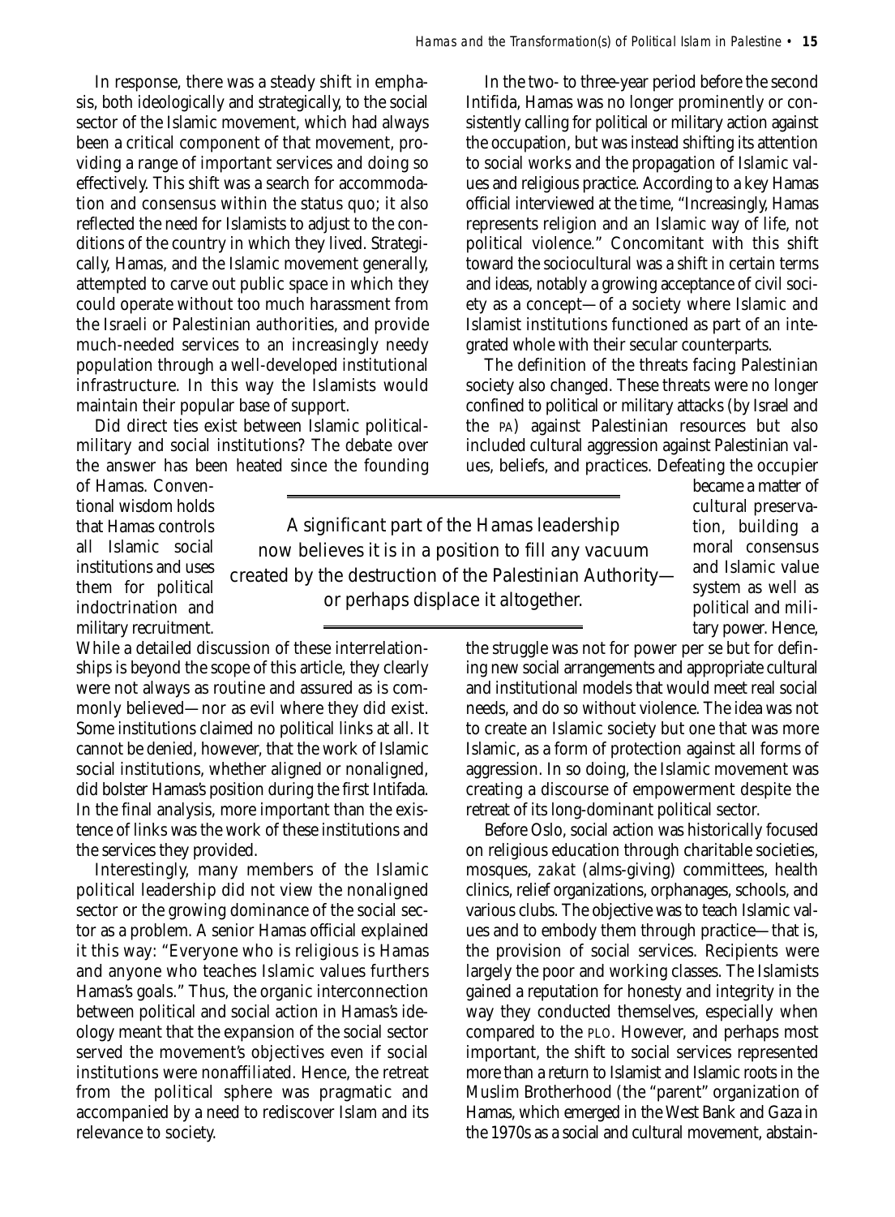In response, there was a steady shift in emphasis, both ideologically and strategically, to the social sector of the Islamic movement, which had always been a critical component of that movement, providing a range of important services and doing so effectively. This shift was a search for accommodation and consensus within the status quo; it also reflected the need for Islamists to adjust to the conditions of the country in which they lived. Strategically, Hamas, and the Islamic movement generally, attempted to carve out public space in which they could operate without too much harassment from the Israeli or Palestinian authorities, and provide much-needed services to an increasingly needy population through a well-developed institutional infrastructure. In this way the Islamists would maintain their popular base of support.

Did direct ties exist between Islamic political-military and social institutions? The debate over the answer has been heated since the founding of Hamas. Conventional wisdom holds that Hamas controls all Islamic social institutions and uses them for political indoctrination and military recruitment. While a detailed discussion of these interrelationships is beyond the scope of this article, they clearly were not always as routine and assured as is commonly believed—nor as evil where they did exist. Some institutions claimed no political links at all. It cannot be denied, however, that the work of Islamic social institutions, whether aligned or nonaligned, did bolster Hamas's position during the first Intifada. In the final analysis, more important than the existence of links was the work of these institutions and the services they provided.

Interestingly, many members of the Islamic political leadership did not view the nonaligned sector or the growing dominance of the social sector as a problem. A senior Hamas official explained it this way: "Everyone who is religious is Hamas and anyone who teaches Islamic values furthers Hamas's goals." Thus, the organic interconnection between political and social action in Hamas's ideology meant that the expansion of the social sector served the movement's objectives even if social institutions were nonaffiliated. Hence, the retreat from the political sphere was pragmatic and accompanied by a need to rediscover Islam and its relevance to society.

In the two- to three-year period before the second Intifida, Hamas was no longer prominently or consistently calling for political or military action against the occupation, but was instead shifting its attention to social works and the propagation of Islamic values and religious practice. According to a key Hamas official interviewed at the time, "Increasingly, Hamas represents religion and an Islamic way of life, not political violence." Concomitant with this shift toward the sociocultural was a shift in certain terms and ideas, notably a growing acceptance of civil society as a concept—of a society where Islamic and Islamist institutions functioned as part of an integrated whole with their secular counterparts.

The definition of the threats facing Palestinian society also changed. These threats were no longer confined to political or military attacks (by Israel and the PA) against Palestinian resources but also included cultural aggression against Palestinian values, beliefs, and practices. Defeating the occupier became a matter of cultural preservation, building a moral consensus and Islamic value system as well as political and military power. Hence, the struggle was not for power per se but for defining new social arrangements and appropriate cultural and institutional models that would meet real social needs, and do so without violence. The idea was not to create an Islamic society but one that was more Islamic, as a form of protection against all forms of aggression. In so doing, the Islamic movement was creating a discourse of empowerment despite the retreat of its long-dominant political sector.

> A significant part of the Hamas leadership now believes it is in a position to fill any vacuum created by the destruction of the Palestinian Authority—or perhaps displace it altogether.

Before Oslo, social action was historically focused on religious education through charitable societies, mosques, *zakat* (alms-giving) committees, health clinics, relief organizations, orphanages, schools, and various clubs. The objective was to teach Islamic values and to embody them through practice—that is, the provision of social services. Recipients were largely the poor and working classes. The Islamists gained a reputation for honesty and integrity in the way they conducted themselves, especially when compared to the PLO. However, and perhaps most important, the shift to social services represented more than a return to Islamist and Islamic roots in the Muslim Brotherhood (the "parent" organization of Hamas, which emerged in the West Bank and Gaza in the 1970s as a social and cultural movement, abstain-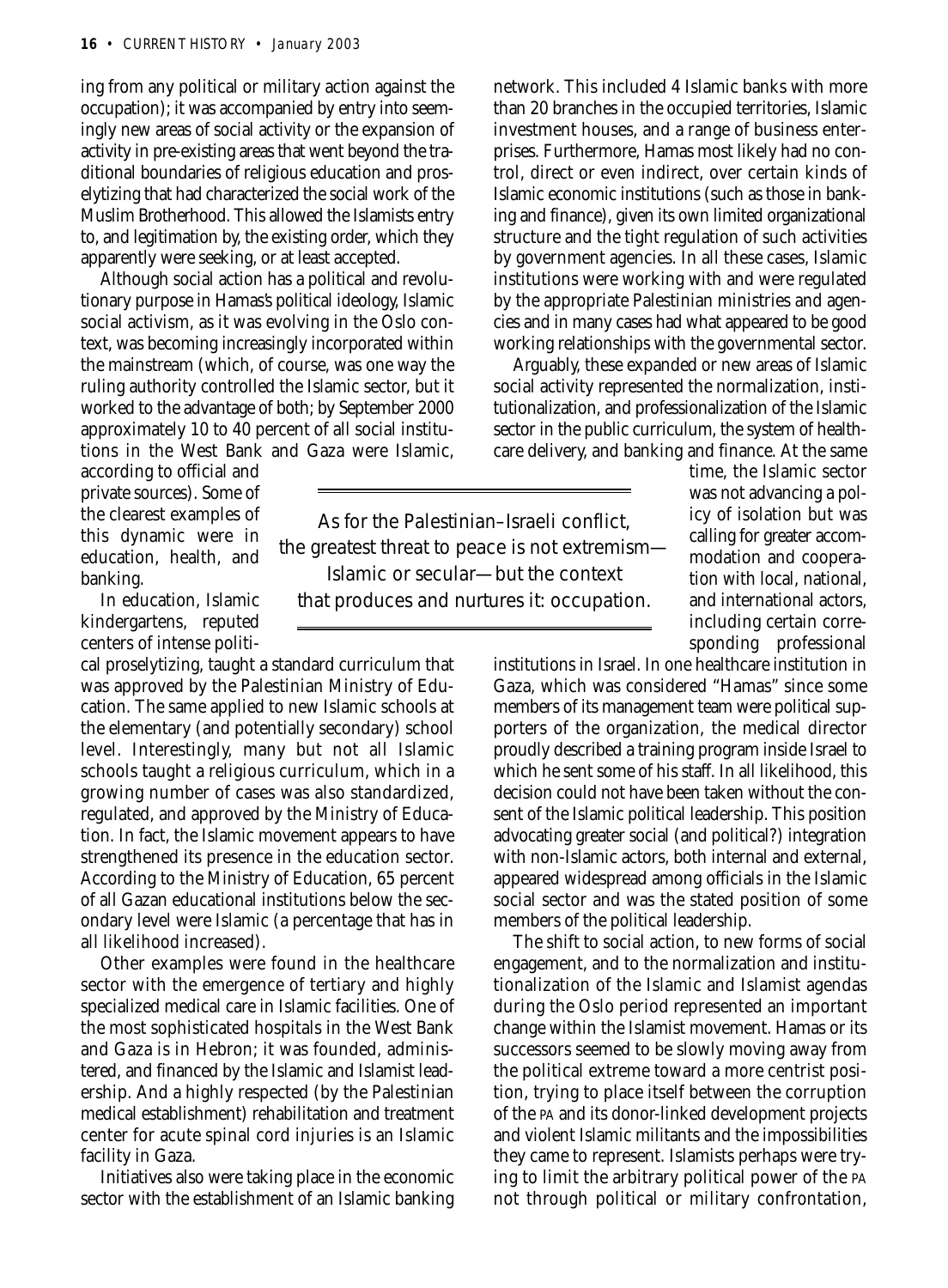ing from any political or military action against the occupation); it was accompanied by entry into seemingly new areas of social activity or the expansion of activity in pre-existing areas that went beyond the traditional boundaries of religious education and proselytizing that had characterized the social work of the Muslim Brotherhood. This allowed the Islamists entry to, and legitimation by, the existing order, which they apparently were seeking, or at least accepted.

Although social action has a political and revolutionary purpose in Hamas's political ideology, Islamic social activism, as it was evolving in the Oslo context, was becoming increasingly incorporated within the mainstream (which, of course, was one way the ruling authority controlled the Islamic sector, but it worked to the advantage of both; by September 2000 approximately 10 to 40 percent of all social institutions in the West Bank and Gaza were Islamic, according to official and private sources). Some of the clearest examples of this dynamic were in education, health, and banking.

In education, Islamic kindergartens, reputed centers of intense political proselytizing, taught a standard curriculum that was approved by the Palestinian Ministry of Education. The same applied to new Islamic schools at the elementary (and potentially secondary) school level. Interestingly, many but not all Islamic schools taught a religious curriculum, which in a growing number of cases was also standardized, regulated, and approved by the Ministry of Education. In fact, the Islamic movement appears to have strengthened its presence in the education sector. According to the Ministry of Education, 65 percent of all Gazan educational institutions below the secondary level were Islamic (a percentage that has in all likelihood increased).

Other examples were found in the healthcare sector with the emergence of tertiary and highly specialized medical care in Islamic facilities. One of the most sophisticated hospitals in the West Bank and Gaza is in Hebron; it was founded, administered, and financed by the Islamic and Islamist leadership. And a highly respected (by the Palestinian medical establishment) rehabilitation and treatment center for acute spinal cord injuries is an Islamic facility in Gaza.

Initiatives also were taking place in the economic sector with the establishment of an Islamic banking network. This included 4 Islamic banks with more than 20 branches in the occupied territories, Islamic investment houses, and a range of business enterprises. Furthermore, Hamas most likely had no control, direct or even indirect, over certain kinds of Islamic economic institutions (such as those in banking and finance), given its own limited organizational structure and the tight regulation of such activities by government agencies. In all these cases, Islamic institutions were working with and were regulated by the appropriate Palestinian ministries and agencies and in many cases had what appeared to be good working relationships with the governmental sector.

Arguably, these expanded or new areas of Islamic social activity represented the normalization, institutionalization, and professionalization of the Islamic sector in the public curriculum, the system of healthcare delivery, and banking and finance. At the same time, the Islamic sector was not advancing a policy of isolation but was calling for greater accommodation and cooperation with local, national, and international actors, including certain corresponding professional institutions in Israel. In one healthcare institution in Gaza, which was considered "Hamas" since some members of its management team were political supporters of the organization, the medical director proudly described a training program inside Israel to which he sent some of his staff. In all likelihood, this decision could not have been taken without the consent of the Islamic political leadership. This position advocating greater social (and political?) integration with non-Islamic actors, both internal and external, appeared widespread among officials in the Islamic social sector and was the stated position of some members of the political leadership.

> *As for the Palestinian–Israeli conflict, the greatest threat to peace is not extremism—Islamic or secular—but the context that produces and nurtures it: occupation.*

The shift to social action, to new forms of social engagement, and to the normalization and institutionalization of the Islamic and Islamist agendas during the Oslo period represented an important change within the Islamist movement. Hamas or its successors seemed to be slowly moving away from the political extreme toward a more centrist position, trying to place itself between the corruption of the PA and its donor-linked development projects and violent Islamic militants and the impossibilities they came to represent. Islamists perhaps were trying to limit the arbitrary political power of the PA not through political or military confrontation,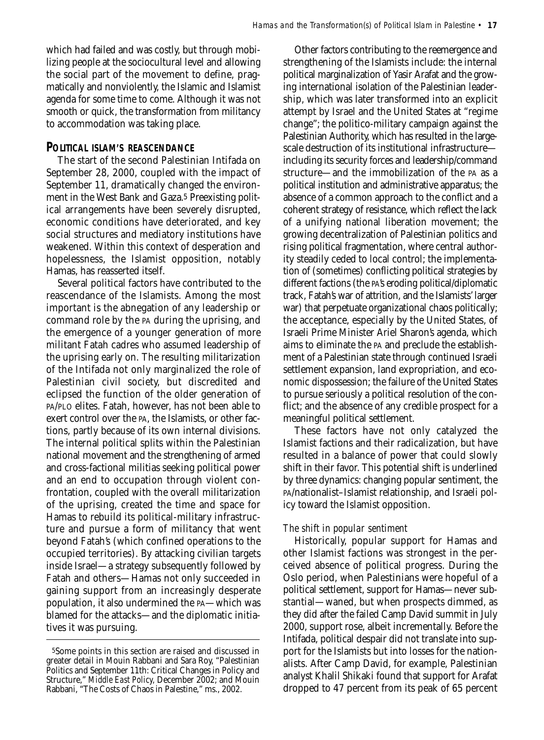which had failed and was costly, but through mobilizing people at the sociocultural level and allowing the social part of the movement to define, pragmatically and nonviolently, the Islamic and Islamist agenda for some time to come. Although it was not smooth or quick, the transformation from militancy to accommodation was taking place.

## POLITICAL ISLAM'S REASCENDANCE

The start of the second Palestinian Intifada on September 28, 2000, coupled with the impact of September 11, dramatically changed the environment in the West Bank and Gaza.[5] Preexisting political arrangements have been severely disrupted, economic conditions have deteriorated, and key social structures and mediatory institutions have weakened. Within this context of desperation and hopelessness, the Islamist opposition, notably Hamas, has reasserted itself.

Several political factors have contributed to the reascendance of the Islamists. Among the most important is the abnegation of any leadership or command role by the PA during the uprising, and the emergence of a younger generation of more militant Fatah cadres who assumed leadership of the uprising early on. The resulting militarization of the Intifada not only marginalized the role of Palestinian civil society, but discredited and eclipsed the function of the older generation of PA/PLO elites. Fatah, however, has not been able to exert control over the PA, the Islamists, or other factions, partly because of its own internal divisions. The internal political splits within the Palestinian national movement and the strengthening of armed and cross-factional militias seeking political power and an end to occupation through violent confrontation, coupled with the overall militarization of the uprising, created the time and space for Hamas to rebuild its political-military infrastructure and pursue a form of militancy that went beyond Fatah's (which confined operations to the occupied territories). By attacking civilian targets inside Israel—a strategy subsequently followed by Fatah and others—Hamas not only succeeded in gaining support from an increasingly desperate population, it also undermined the PA—which was blamed for the attacks—and the diplomatic initiatives it was pursuing.

Other factors contributing to the reemergence and strengthening of the Islamists include: the internal political marginalization of Yasir Arafat and the growing international isolation of the Palestinian leadership, which was later transformed into an explicit attempt by Israel and the United States at "regime change"; the politico-military campaign against the Palestinian Authority, which has resulted in the large-scale destruction of its institutional infrastructure—including its security forces and leadership/command structure—and the immobilization of the PA as a political institution and administrative apparatus; the absence of a common approach to the conflict and a coherent strategy of resistance, which reflect the lack of a unifying national liberation movement; the growing decentralization of Palestinian politics and rising political fragmentation, where central authority steadily ceded to local control; the implementation of (sometimes) conflicting political strategies by different factions (the PA's eroding political/diplomatic track, Fatah's war of attrition, and the Islamists' larger war) that perpetuate organizational chaos politically; the acceptance, especially by the United States, of Israeli Prime Minister Ariel Sharon's agenda, which aims to eliminate the PA and preclude the establishment of a Palestinian state through continued Israeli settlement expansion, land expropriation, and economic dispossession; the failure of the United States to pursue seriously a political resolution of the conflict; and the absence of any credible prospect for a meaningful political settlement.

These factors have not only catalyzed the Islamist factions and their radicalization, but have resulted in a balance of power that could slowly shift in their favor. This potential shift is underlined by three dynamics: changing popular sentiment, the PA/nationalist–Islamist relationship, and Israeli policy toward the Islamist opposition.

### *The shift in popular sentiment*

Historically, popular support for Hamas and other Islamist factions was strongest in the perceived absence of political progress. During the Oslo period, when Palestinians were hopeful of a political settlement, support for Hamas—never substantial—waned, but when prospects dimmed, as they did after the failed Camp David summit in July 2000, support rose, albeit incrementally. Before the Intifada, political despair did not translate into support for the Islamists but into losses for the nationalists. After Camp David, for example, Palestinian analyst Khalil Shikaki found that support for Arafat dropped to 47 percent from its peak of 65 percent

---

[5]Some points in this section are raised and discussed in greater detail in Mouin Rabbani and Sara Roy, "Palestinian Politics and September 11th: Critical Changes in Policy and Structure," *Middle East Policy*, December 2002; and Mouin Rabbani, "The Costs of Chaos in Palestine," ms., 2002.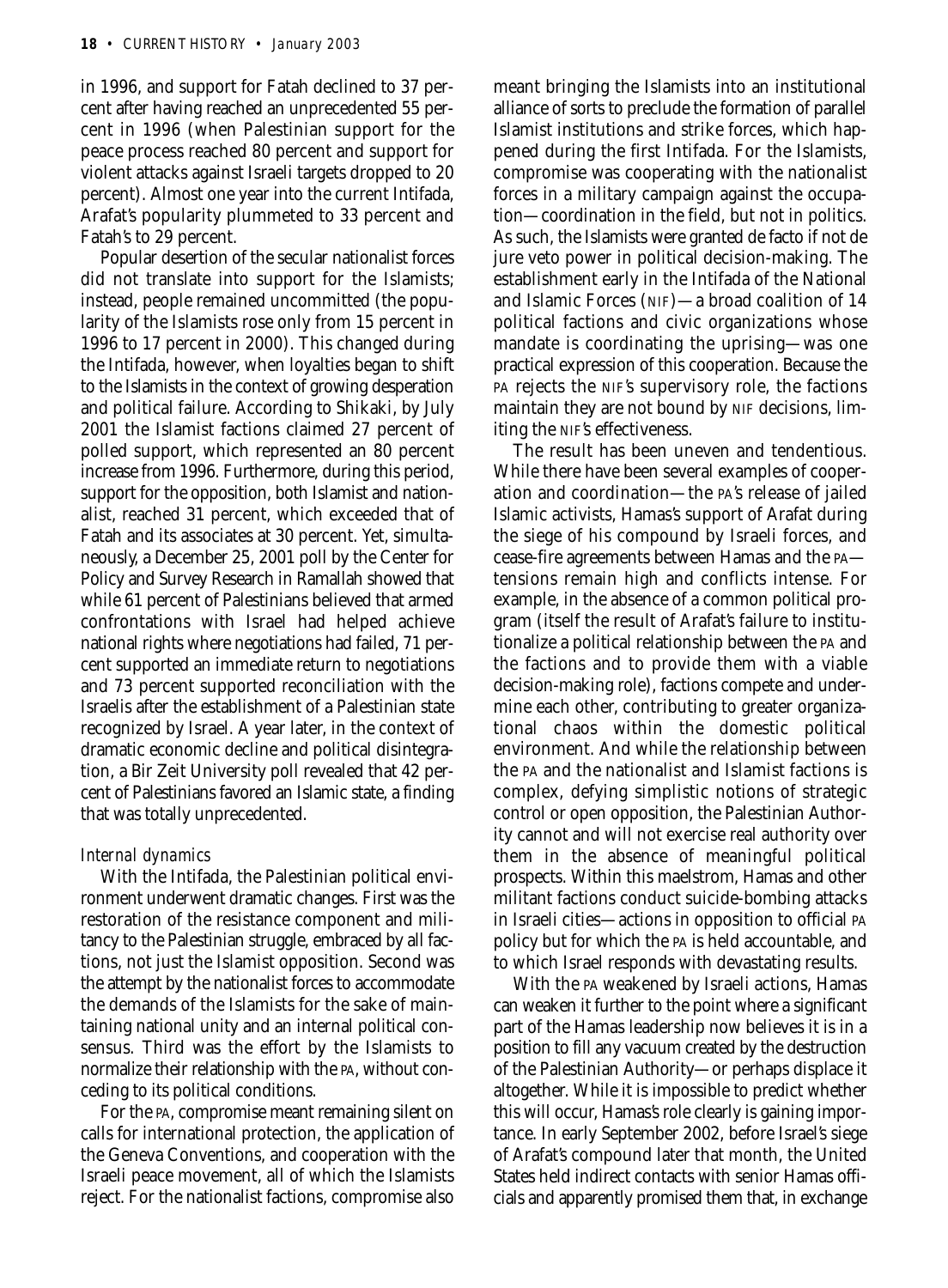in 1996, and support for Fatah declined to 37 percent after having reached an unprecedented 55 percent in 1996 (when Palestinian support for the peace process reached 80 percent and support for violent attacks against Israeli targets dropped to 20 percent). Almost one year into the current Intifada, Arafat's popularity plummeted to 33 percent and Fatah's to 29 percent.

Popular desertion of the secular nationalist forces did not translate into support for the Islamists; instead, people remained uncommitted (the popularity of the Islamists rose only from 15 percent in 1996 to 17 percent in 2000). This changed during the Intifada, however, when loyalties began to shift to the Islamists in the context of growing desperation and political failure. According to Shikaki, by July 2001 the Islamist factions claimed 27 percent of polled support, which represented an 80 percent increase from 1996. Furthermore, during this period, support for the opposition, both Islamist and nationalist, reached 31 percent, which exceeded that of Fatah and its associates at 30 percent. Yet, simultaneously, a December 25, 2001 poll by the Center for Policy and Survey Research in Ramallah showed that while 61 percent of Palestinians believed that armed confrontations with Israel had helped achieve national rights where negotiations had failed, 71 percent supported an immediate return to negotiations and 73 percent supported reconciliation with the Israelis after the establishment of a Palestinian state recognized by Israel. A year later, in the context of dramatic economic decline and political disintegration, a Bir Zeit University poll revealed that 42 percent of Palestinians favored an Islamic state, a finding that was totally unprecedented.

### *Internal dynamics*

With the Intifada, the Palestinian political environment underwent dramatic changes. First was the restoration of the resistance component and militancy to the Palestinian struggle, embraced by all factions, not just the Islamist opposition. Second was the attempt by the nationalist forces to accommodate the demands of the Islamists for the sake of maintaining national unity and an internal political consensus. Third was the effort by the Islamists to normalize their relationship with the PA, without conceding to its political conditions.

For the PA, compromise meant remaining silent on calls for international protection, the application of the Geneva Conventions, and cooperation with the Israeli peace movement, all of which the Islamists reject. For the nationalist factions, compromise also meant bringing the Islamists into an institutional alliance of sorts to preclude the formation of parallel Islamist institutions and strike forces, which happened during the first Intifada. For the Islamists, compromise was cooperating with the nationalist forces in a military campaign against the occupation—coordination in the field, but not in politics. As such, the Islamists were granted de facto if not de jure veto power in political decision-making. The establishment early in the Intifada of the National and Islamic Forces (NIF)—a broad coalition of 14 political factions and civic organizations whose mandate is coordinating the uprising—was one practical expression of this cooperation. Because the PA rejects the NIF's supervisory role, the factions maintain they are not bound by NIF decisions, limiting the NIF's effectiveness.

The result has been uneven and tendentious. While there have been several examples of cooperation and coordination—the PA's release of jailed Islamic activists, Hamas's support of Arafat during the siege of his compound by Israeli forces, and cease-fire agreements between Hamas and the PA—tensions remain high and conflicts intense. For example, in the absence of a common political program (itself the result of Arafat's failure to institutionalize a political relationship between the PA and the factions and to provide them with a viable decision-making role), factions compete and undermine each other, contributing to greater organizational chaos within the domestic political environment. And while the relationship between the PA and the nationalist and Islamist factions is complex, defying simplistic notions of strategic control or open opposition, the Palestinian Authority cannot and will not exercise real authority over them in the absence of meaningful political prospects. Within this maelstrom, Hamas and other militant factions conduct suicide-bombing attacks in Israeli cities—actions in opposition to official PA policy but for which the PA is held accountable, and to which Israel responds with devastating results.

With the PA weakened by Israeli actions, Hamas can weaken it further to the point where a significant part of the Hamas leadership now believes it is in a position to fill any vacuum created by the destruction of the Palestinian Authority—or perhaps displace it altogether. While it is impossible to predict whether this will occur, Hamas's role clearly is gaining importance. In early September 2002, before Israel's siege of Arafat's compound later that month, the United States held indirect contacts with senior Hamas officials and apparently promised them that, in exchange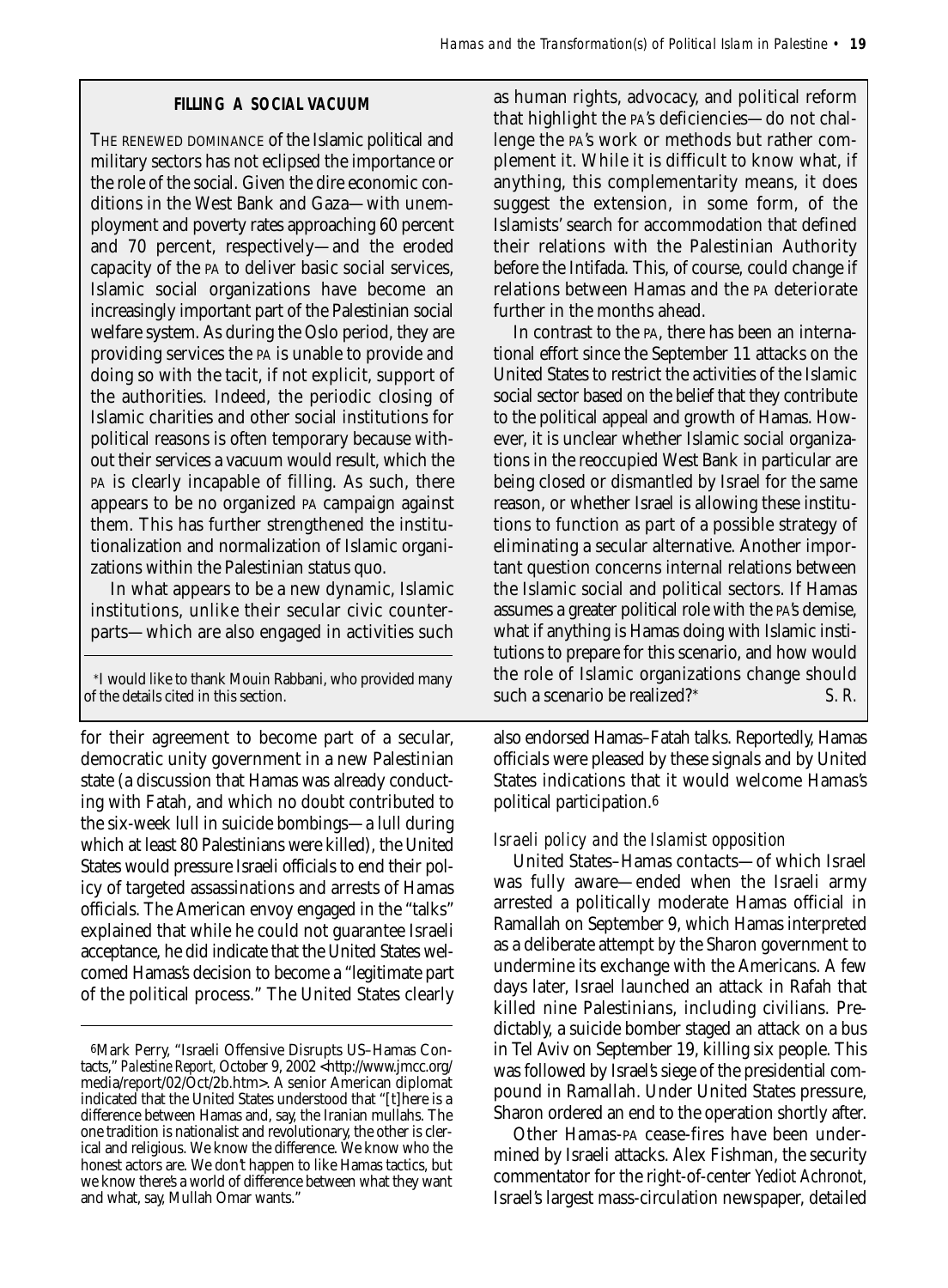> **FILLING A SOCIAL VACUUM**
>
> THE RENEWED DOMINANCE of the Islamic political and military sectors has not eclipsed the importance or the role of the social. Given the dire economic conditions in the West Bank and Gaza—with unemployment and poverty rates approaching 60 percent and 70 percent, respectively—and the eroded capacity of the PA to deliver basic social services, Islamic social organizations have become an increasingly important part of the Palestinian social welfare system. As during the Oslo period, they are providing services the PA is unable to provide and doing so with the tacit, if not explicit, support of the authorities. Indeed, the periodic closing of Islamic charities and other social institutions for political reasons is often temporary because without their services a vacuum would result, which the PA is clearly incapable of filling. As such, there appears to be no organized PA campaign against them. This has further strengthened the institutionalization and normalization of Islamic organizations within the Palestinian status quo.
>
> In what appears to be a new dynamic, Islamic institutions, unlike their secular civic counterparts—which are also engaged in activities such as human rights, advocacy, and political reform that highlight the PA's deficiencies—do not challenge the PA's work or methods but rather complement it. While it is difficult to know what, if anything, this complementarity means, it does suggest the extension, in some form, of the Islamists' search for accommodation that defined their relations with the Palestinian Authority before the Intifada. This, of course, could change if relations between Hamas and the PA deteriorate further in the months ahead.
>
> In contrast to the PA, there has been an international effort since the September 11 attacks on the United States to restrict the activities of the Islamic social sector based on the belief that they contribute to the political appeal and growth of Hamas. However, it is unclear whether Islamic social organizations in the reoccupied West Bank in particular are being closed or dismantled by Israel for the same reason, or whether Israel is allowing these institutions to function as part of a possible strategy of eliminating a secular alternative. Another important question concerns internal relations between the Islamic social and political sectors. If Hamas assumes a greater political role with the PA's demise, what if anything is Hamas doing with Islamic institutions to prepare for this scenario, and how would the role of Islamic organizations change should such a scenario be realized?* *S. R.*
>
> *I would like to thank Mouin Rabbani, who provided many of the details cited in this section.

for their agreement to become part of a secular, democratic unity government in a new Palestinian state (a discussion that Hamas was already conducting with Fatah, and which no doubt contributed to the six-week lull in suicide bombings—a lull during which at least 80 Palestinians were killed), the United States would pressure Israeli officials to end their policy of targeted assassinations and arrests of Hamas officials. The American envoy engaged in the "talks" explained that while he could not guarantee Israeli acceptance, he did indicate that the United States welcomed Hamas's decision to become a "legitimate part of the political process." The United States clearly also endorsed Hamas–Fatah talks. Reportedly, Hamas officials were pleased by these signals and by United States indications that it would welcome Hamas's political participation.[6]

### *Israeli policy and the Islamist opposition*

United States–Hamas contacts—of which Israel was fully aware—ended when the Israeli army arrested a politically moderate Hamas official in Ramallah on September 9, which Hamas interpreted as a deliberate attempt by the Sharon government to undermine its exchange with the Americans. A few days later, Israel launched an attack in Rafah that killed nine Palestinians, including civilians. Predictably, a suicide bomber staged an attack on a bus in Tel Aviv on September 19, killing six people. This was followed by Israel's siege of the presidential compound in Ramallah. Under United States pressure, Sharon ordered an end to the operation shortly after.

Other Hamas-PA cease-fires have been undermined by Israeli attacks. Alex Fishman, the security commentator for the right-of-center *Yediot Achronot*, Israel's largest mass-circulation newspaper, detailed

---

[6]Mark Perry, "Israeli Offensive Disrupts US–Hamas Contacts," *Palestine Report*, October 9, 2002 <http://www.jmcc.org/media/report/02/Oct/2b.htm>. A senior American diplomat indicated that the United States understood that "[t]here is a difference between Hamas and, say, the Iranian mullahs. The one tradition is nationalist and revolutionary, the other is clerical and religious. We know the difference. We know who the honest actors are. We don't happen to like Hamas tactics, but we know there's a world of difference between what they want and what, say, Mullah Omar wants."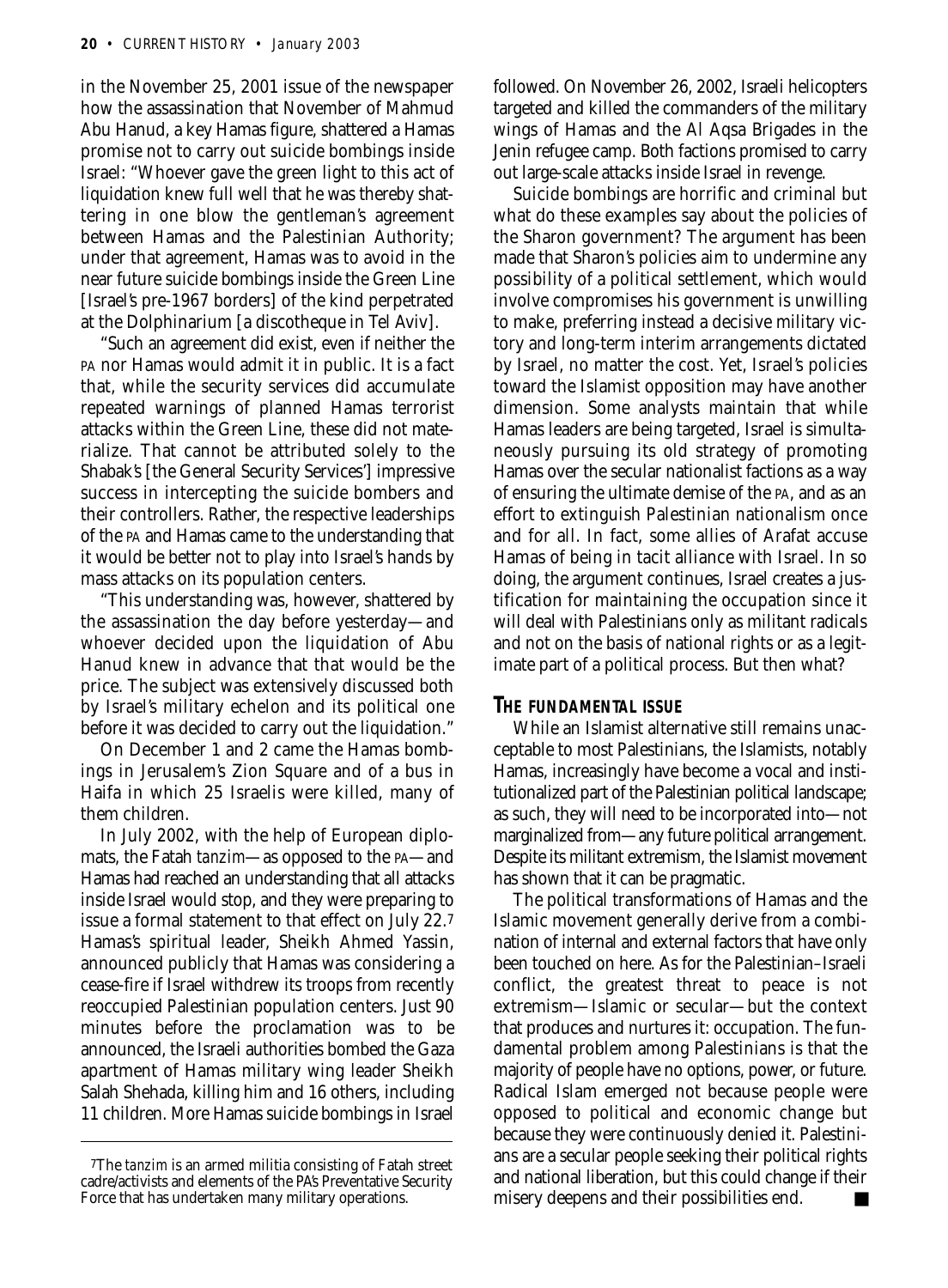in the November 25, 2001 issue of the newspaper how the assassination that November of Mahmud Abu Hanud, a key Hamas figure, shattered a Hamas promise not to carry out suicide bombings inside Israel: "Whoever gave the green light to this act of liquidation knew full well that he was thereby shattering in one blow the gentleman's agreement between Hamas and the Palestinian Authority; under that agreement, Hamas was to avoid in the near future suicide bombings inside the Green Line [Israel's pre-1967 borders] of the kind perpetrated at the Dolphinarium [a discotheque in Tel Aviv].

"Such an agreement did exist, even if neither the PA nor Hamas would admit it in public. It is a fact that, while the security services did accumulate repeated warnings of planned Hamas terrorist attacks within the Green Line, these did not materialize. That cannot be attributed solely to the Shabak's [the General Security Services'] impressive success in intercepting the suicide bombers and their controllers. Rather, the respective leaderships of the PA and Hamas came to the understanding that it would be better not to play into Israel's hands by mass attacks on its population centers.

"This understanding was, however, shattered by the assassination the day before yesterday—and whoever decided upon the liquidation of Abu Hanud knew in advance that that would be the price. The subject was extensively discussed both by Israel's military echelon and its political one before it was decided to carry out the liquidation."

On December 1 and 2 came the Hamas bombings in Jerusalem's Zion Square and of a bus in Haifa in which 25 Israelis were killed, many of them children.

In July 2002, with the help of European diplomats, the Fatah *tanzim*—as opposed to the PA—and Hamas had reached an understanding that all attacks inside Israel would stop, and they were preparing to issue a formal statement to that effect on July 22.[7] Hamas's spiritual leader, Sheikh Ahmed Yassin, announced publicly that Hamas was considering a cease-fire if Israel withdrew its troops from recently reoccupied Palestinian population centers. Just 90 minutes before the proclamation was to be announced, the Israeli authorities bombed the Gaza apartment of Hamas military wing leader Sheikh Salah Shehada, killing him and 16 others, including 11 children. More Hamas suicide bombings in Israel followed. On November 26, 2002, Israeli helicopters targeted and killed the commanders of the military wings of Hamas and the Al Aqsa Brigades in the Jenin refugee camp. Both factions promised to carry out large-scale attacks inside Israel in revenge.

Suicide bombings are horrific and criminal but what do these examples say about the policies of the Sharon government? The argument has been made that Sharon's policies aim to undermine any possibility of a political settlement, which would involve compromises his government is unwilling to make, preferring instead a decisive military victory and long-term interim arrangements dictated by Israel, no matter the cost. Yet, Israel's policies toward the Islamist opposition may have another dimension. Some analysts maintain that while Hamas leaders are being targeted, Israel is simultaneously pursuing its old strategy of promoting Hamas over the secular nationalist factions as a way of ensuring the ultimate demise of the PA, and as an effort to extinguish Palestinian nationalism once and for all. In fact, some allies of Arafat accuse Hamas of being in tacit alliance with Israel. In so doing, the argument continues, Israel creates a justification for maintaining the occupation since it will deal with Palestinians only as militant radicals and not on the basis of national rights or as a legitimate part of a political process. But then what?

## THE FUNDAMENTAL ISSUE

While an Islamist alternative still remains unacceptable to most Palestinians, the Islamists, notably Hamas, increasingly have become a vocal and institutionalized part of the Palestinian political landscape; as such, they will need to be incorporated into—not marginalized from—any future political arrangement. Despite its militant extremism, the Islamist movement has shown that it can be pragmatic.

The political transformations of Hamas and the Islamic movement generally derive from a combination of internal and external factors that have only been touched on here. As for the Palestinian–Israeli conflict, the greatest threat to peace is not extremism—Islamic or secular—but the context that produces and nurtures it: occupation. The fundamental problem among Palestinians is that the majority of people have no options, power, or future. Radical Islam emerged not because people were opposed to political and economic change but because they were continuously denied it. Palestinians are a secular people seeking their political rights and national liberation, but this could change if their misery deepens and their possibilities end. ■

---

[7] The *tanzim* is an armed militia consisting of Fatah street cadre/activists and elements of the PA's Preventative Security Force that has undertaken many military operations.